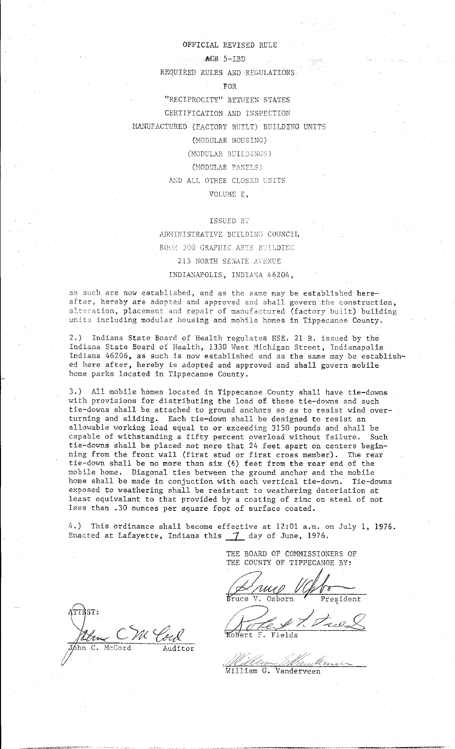OFFICIAL REVISED RULE

ACB 5-IBD

REQUIRED RULES AND REGULATIONS

FOR

"RECIPROCITY" BETWEEN STATES

CERTIFICATION AND INSPECTION

MANUFACTURED (FACTORY BUILT) BUILDING UNITS

(MODULAR HOUSING)

(MODULAR BUILDINGS)

(MODULAR PANELS)

AND ALL OTHER CLOSED UNITS

VOLUME E,

ISSUED BY

ADMINISTRATIVE BUILDING COUNCIL

ROOM 300 GRAPHIC ARTS BUILDING

215 NORTH SENATE AVENUE

INDIANAPOLIS, INDIANA 46204,

as such are now established, and as the same may be established hereafter, hereby are adopted and approved and shall govern the construction, alteration, placement and repair of manufactured (factory built) building units including modular housing and mobile homes in Tippecanoe County.

2.) Indiana State Board of Health regulates HSE. 21 R. issued by the Indiana State Board of Health, 1330 West Michigan Street, Indianapolis Indiana 46206, as such is now established and as the same may be established here after, hereby is adopted and approved and shall govern mobile home parks located in Tippecanoe County.

3.) All mobile homes located in Tippecanoe County shall have tie-downs with provisions for distributing the load of these tie-downs and such tie-downs shall be attached to ground anchors so as to resist wind overturning and sliding. Each tie-down shall be designed to resist an allowable working load equal to or exceeding 3150 pounds and shall be capable of withstanding a fifty percent overload without failure. Such tie-downs shall be placed not more that 24 feet apart on centers beginning from the front wall (first stud or first cross member). The rear tie-down shall be no more than six (6) feet from the rear end of the mobile home. Diagonal ties between the ground anchor and the mobile home shall be made in conjuction with each vertical tie-down. Tie-downs exposed to weathering shall be resistant to weathering deterioration at least equivalant to that provided by a coating of zinc on steel of not less than .30 ounces per square foot of surface coated.

4.) This ordinance shall become effective at 12:01 a.m. on July 1, 1976. Enacted at Lafayette, Indiana this 7 day of June, 1976.

THE BOARD OF COMMISSIONERS OF
THE COUNTY OF TIPPECANOE BY:

Bruce V. Osborn President

Robert F. Fields

William G. Vanderveen

ATTEST:

John C. McCord Auditor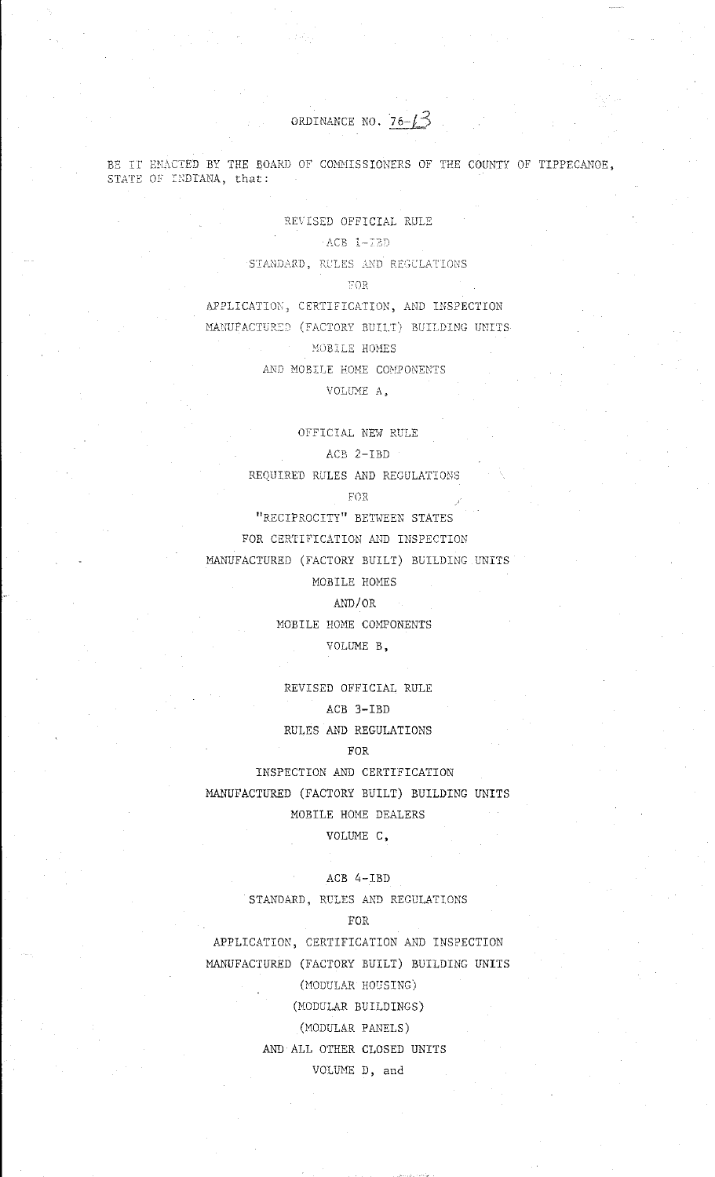ORDINANCE NO. 76-13

BE IT ENACTED BY THE BOARD OF COMMISSIONERS OF THE COUNTY OF TIPPECANOE, STATE OF INDIANA, that:

REVISED OFFICIAL RULE

ACB 1-IBD

STANDARD, RULES AND REGULATIONS

FOR

APPLICATION, CERTIFICATION, AND INSPECTION

MANUFACTURED (FACTORY BUILT) BUILDING UNITS

MOBILE HOMES

AND MOBILE HOME COMPONENTS

VOLUME A,

OFFICIAL NEW RULE

ACB 2-IBD

REQUIRED RULES AND REGULATIONS

FOR

"RECIPROCITY" BETWEEN STATES

FOR CERTIFICATION AND INSPECTION

MANUFACTURED (FACTORY BUILT) BUILDING UNITS

MOBILE HOMES

AND/OR

MOBILE HOME COMPONENTS

VOLUME B,

REVISED OFFICIAL RULE

ACB 3-IBD

RULES AND REGULATIONS

FOR

INSPECTION AND CERTIFICATION

MANUFACTURED (FACTORY BUILT) BUILDING UNITS

MOBILE HOME DEALERS

VOLUME C,

ACB 4-IBD

STANDARD, RULES AND REGULATIONS

FOR

APPLICATION, CERTIFICATION AND INSPECTION

MANUFACTURED (FACTORY BUILT) BUILDING UNITS

(MODULAR HOUSING)

(MODULAR BUILDINGS)

(MODULAR PANELS)

AND ALL OTHER CLOSED UNITS

VOLUME D, and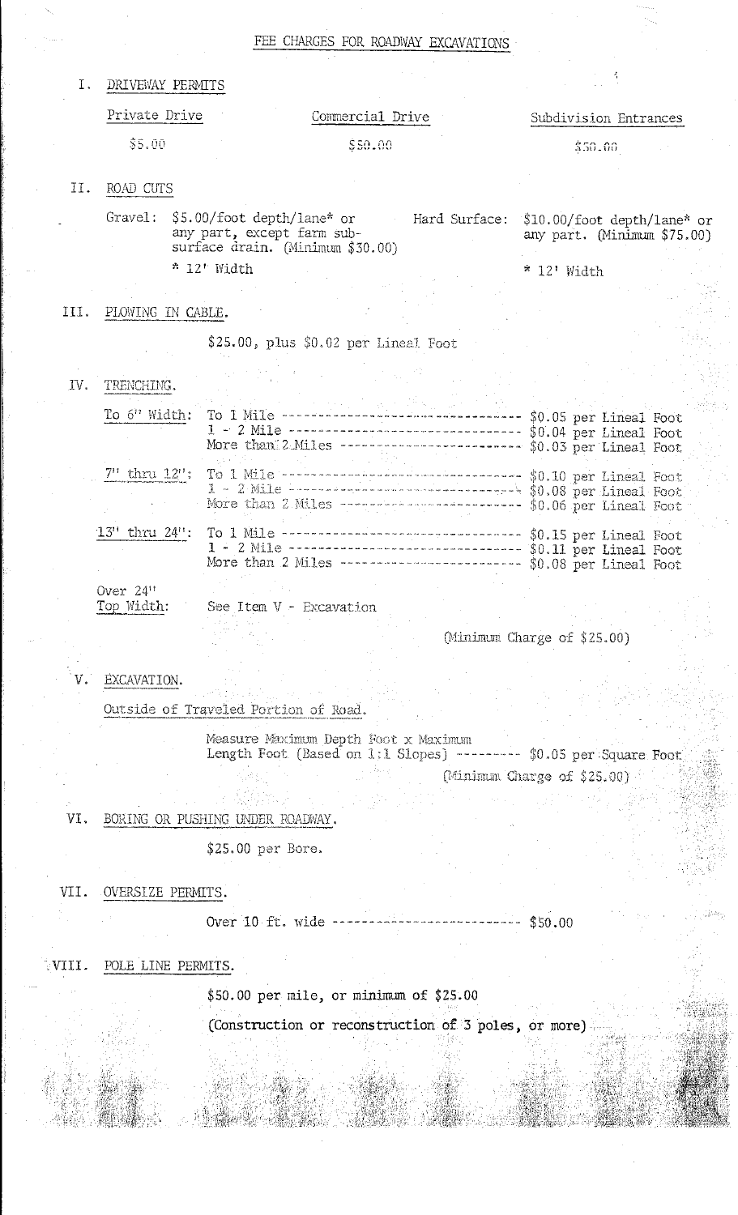# FEE CHARGES FOR ROADWAY EXCAVATIONS

## I. DRIVEWAY PERMITS

| Private Drive | Commercial Drive | Subdivision Entrances |
|---|---|---|
| $5.00 | $50.00 | $50.00 |

## II. ROAD CUTS

Gravel: $5.00/foot depth/lane* or any part, except farm sub-surface drain. (Minimum $30.00)

* 12' Width

Hard Surface: $10.00/foot depth/lane* or any part. (Minimum $75.00)

* 12' Width

## III. PLOWING IN CABLE.

$25.00, plus $0.02 per Lineal Foot

## IV. TRENCHING.

| | | |
|---|---|---|
| To 6" Width: | To 1 Mile | $0.05 per Lineal Foot |
| | 1 - 2 Mile | $0.04 per Lineal Foot |
| | More than 2 Miles | $0.03 per Lineal Foot |
| 7" thru 12": | To 1 Mile | $0.10 per Lineal Foot |
| | 1 - 2 Mile | $0.08 per Lineal Foot |
| | More than 2 Miles | $0.06 per Lineal Foot |
| 13" thru 24": | To 1 Mile | $0.15 per Lineal Foot |
| | 1 - 2 Mile | $0.11 per Lineal Foot |
| | More than 2 Miles | $0.08 per Lineal Foot |
| Over 24" Top Width: | See Item V - Excavation | |

(Minimum Charge of $25.00)

## V. EXCAVATION.

Outside of Traveled Portion of Road.

Measure Maximum Depth Foot x Maximum Length Foot (Based on 1:1 Slopes) --------- $0.05 per Square Foot

(Minimum Charge of $25.00)

## VI. BORING OR PUSHING UNDER ROADWAY.

$25.00 per Bore.

## VII. OVERSIZE PERMITS.

Over 10 ft. wide -------------------------- $50.00

## VIII. POLE LINE PERMITS.

$50.00 per mile, or minimum of $25.00

(Construction or reconstruction of 3 poles, or more)